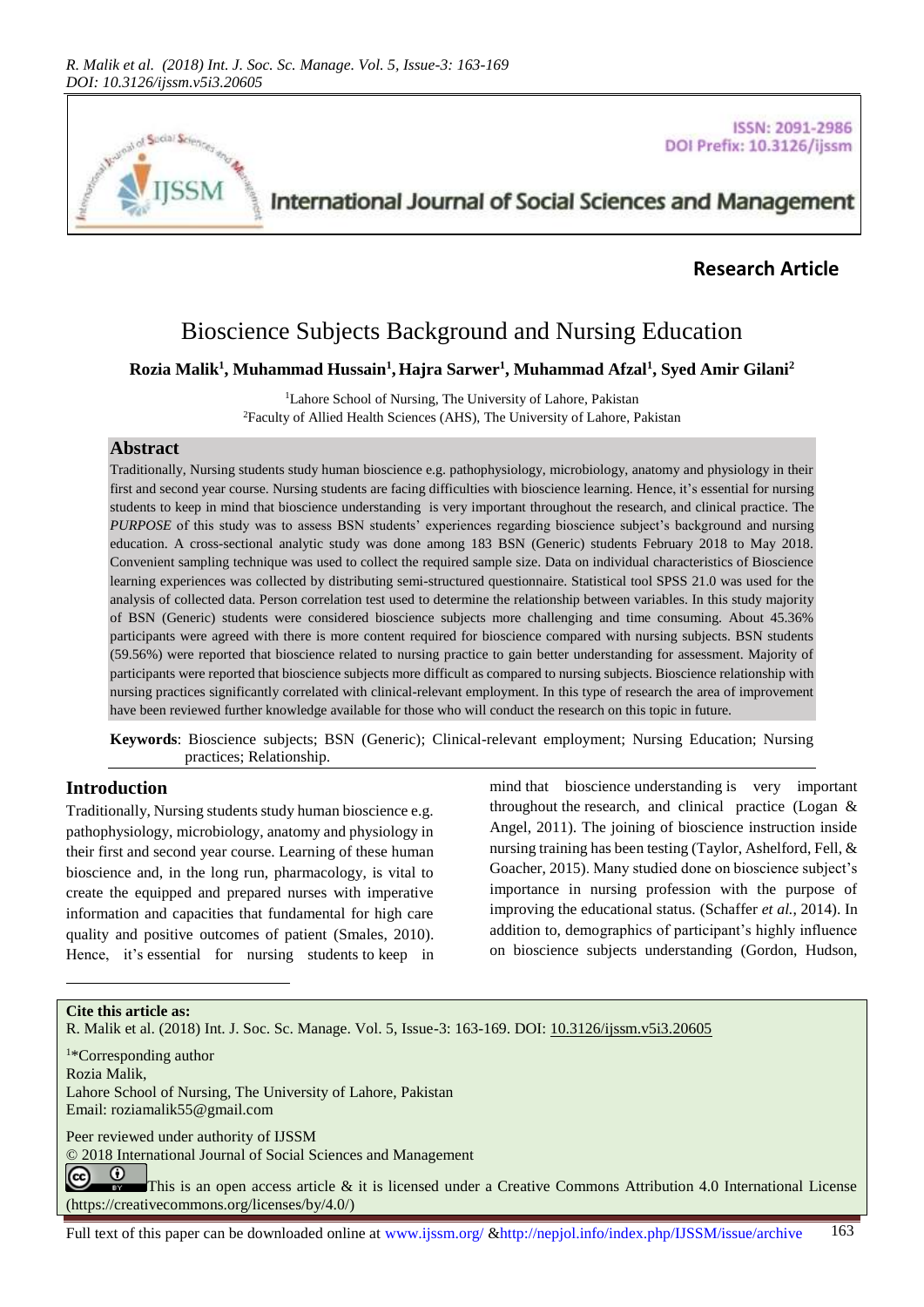**Research Article**

# Bioscience Subjects Background and Nursing Education

**Rozia Malik[1], Muhammad Hussain[1], Hajra Sarwer[1], Muhammad Afzal[1], Syed Amir Gilani[2]**

[1]Lahore School of Nursing, The University of Lahore, Pakistan
[2]Faculty of Allied Health Sciences (AHS), The University of Lahore, Pakistan

## Abstract

Traditionally, Nursing students study human bioscience e.g. pathophysiology, microbiology, anatomy and physiology in their first and second year course. Nursing students are facing difficulties with bioscience learning. Hence, it's essential for nursing students to keep in mind that bioscience understanding is very important throughout the research, and clinical practice. The *PURPOSE* of this study was to assess BSN students' experiences regarding bioscience subject's background and nursing education. A cross-sectional analytic study was done among 183 BSN (Generic) students February 2018 to May 2018. Convenient sampling technique was used to collect the required sample size. Data on individual characteristics of Bioscience learning experiences was collected by distributing semi-structured questionnaire. Statistical tool SPSS 21.0 was used for the analysis of collected data. Person correlation test used to determine the relationship between variables. In this study majority of BSN (Generic) students were considered bioscience subjects more challenging and time consuming. About 45.36% participants were agreed with there is more content required for bioscience compared with nursing subjects. BSN students (59.56%) were reported that bioscience related to nursing practice to gain better understanding for assessment. Majority of participants were reported that bioscience subjects more difficult as compared to nursing subjects. Bioscience relationship with nursing practices significantly correlated with clinical-relevant employment. In this type of research the area of improvement have been reviewed further knowledge available for those who will conduct the research on this topic in future.

**Keywords**: Bioscience subjects; BSN (Generic); Clinical-relevant employment; Nursing Education; Nursing practices; Relationship.

## Introduction

Traditionally, Nursing students study human bioscience e.g. pathophysiology, microbiology, anatomy and physiology in their first and second year course. Learning of these human bioscience and, in the long run, pharmacology, is vital to create the equipped and prepared nurses with imperative information and capacities that fundamental for high care quality and positive outcomes of patient (Smales, 2010). Hence, it's essential for nursing students to keep in mind that bioscience understanding is very important throughout the research, and clinical practice (Logan & Angel, 2011). The joining of bioscience instruction inside nursing training has been testing (Taylor, Ashelford, Fell, & Goacher, 2015). Many studied done on bioscience subject's importance in nursing profession with the purpose of improving the educational status. (Schaffer *et al.,* 2014). In addition to, demographics of participant's highly influence on bioscience subjects understanding (Gordon, Hudson,

---

**Cite this article as:**
R. Malik et al. (2018) Int. J. Soc. Sc. Manage. Vol. 5, Issue-3: 163-169. DOI: 10.3126/ijssm.v5i3.20605

[1]*Corresponding author
Rozia Malik,
Lahore School of Nursing, The University of Lahore, Pakistan
Email: roziamalik55@gmail.com

Peer reviewed under authority of IJSSM
© 2018 International Journal of Social Sciences and Management
This is an open access article & it is licensed under a Creative Commons Attribution 4.0 International License (https://creativecommons.org/licenses/by/4.0/)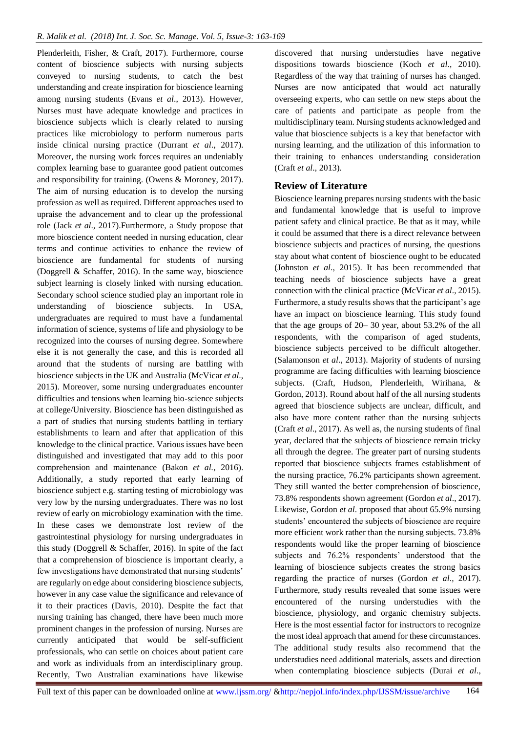Plenderleith, Fisher, & Craft, 2017). Furthermore, course content of bioscience subjects with nursing subjects conveyed to nursing students, to catch the best understanding and create inspiration for bioscience learning among nursing students (Evans *et al*., 2013). However, Nurses must have adequate knowledge and practices in bioscience subjects which is clearly related to nursing practices like microbiology to perform numerous parts inside clinical nursing practice (Durrant *et al*., 2017). Moreover, the nursing work forces requires an undeniably complex learning base to guarantee good patient outcomes and responsibility for training. (Owens & Moroney, 2017). The aim of nursing education is to develop the nursing profession as well as required. Different approaches used to upraise the advancement and to clear up the professional role (Jack *et al*., 2017).Furthermore, a Study propose that more bioscience content needed in nursing education, clear terms and continue activities to enhance the review of bioscience are fundamental for students of nursing (Doggrell & Schaffer, 2016). In the same way, bioscience subject learning is closely linked with nursing education. Secondary school science studied play an important role in understanding of bioscience subjects. In USA, undergraduates are required to must have a fundamental information of science, systems of life and physiology to be recognized into the courses of nursing degree. Somewhere else it is not generally the case, and this is recorded all around that the students of nursing are battling with bioscience subjects in the UK and Australia (McVicar *et al*., 2015). Moreover, some nursing undergraduates encounter difficulties and tensions when learning bio-science subjects at college/University. Bioscience has been distinguished as a part of studies that nursing students battling in tertiary establishments to learn and after that application of this knowledge to the clinical practice. Various issues have been distinguished and investigated that may add to this poor comprehension and maintenance (Bakon *et al.*, 2016). Additionally, a study reported that early learning of bioscience subject e.g. starting testing of microbiology was very low by the nursing undergraduates. There was no lost review of early on microbiology examination with the time. In these cases we demonstrate lost review of the gastrointestinal physiology for nursing undergraduates in this study (Doggrell & Schaffer, 2016). In spite of the fact that a comprehension of bioscience is important clearly, a few investigations have demonstrated that nursing students' are regularly on edge about considering bioscience subjects, however in any case value the significance and relevance of it to their practices (Davis, 2010). Despite the fact that nursing training has changed, there have been much more prominent changes in the profession of nursing. Nurses are currently anticipated that would be self-sufficient professionals, who can settle on choices about patient care and work as individuals from an interdisciplinary group. Recently, Two Australian examinations have likewise discovered that nursing understudies have negative dispositions towards bioscience (Koch *et al*., 2010). Regardless of the way that training of nurses has changed. Nurses are now anticipated that would act naturally overseeing experts, who can settle on new steps about the care of patients and participate as people from the multidisciplinary team. Nursing students acknowledged and value that bioscience subjects is a key that benefactor with nursing learning, and the utilization of this information to their training to enhances understanding consideration (Craft *et al*., 2013).

## Review of Literature

Bioscience learning prepares nursing students with the basic and fundamental knowledge that is useful to improve patient safety and clinical practice. Be that as it may, while it could be assumed that there is a direct relevance between bioscience subjects and practices of nursing, the questions stay about what content of bioscience ought to be educated (Johnston *et al*., 2015). It has been recommended that teaching needs of bioscience subjects have a great connection with the clinical practice (McVicar *et al*., 2015). Furthermore, a study results shows that the participant's age have an impact on bioscience learning. This study found that the age groups of 20– 30 year, about 53.2% of the all respondents, with the comparison of aged students, bioscience subjects perceived to be difficult altogether. (Salamonson *et al*., 2013). Majority of students of nursing programme are facing difficulties with learning bioscience subjects. (Craft, Hudson, Plenderleith, Wirihana, & Gordon, 2013). Round about half of the all nursing students agreed that bioscience subjects are unclear, difficult, and also have more content rather than the nursing subjects (Craft *et al*., 2017). As well as, the nursing students of final year, declared that the subjects of bioscience remain tricky all through the degree. The greater part of nursing students reported that bioscience subjects frames establishment of the nursing practice, 76.2% participants shown agreement. They still wanted the better comprehension of bioscience, 73.8% respondents shown agreement (Gordon *et al*., 2017). Likewise, Gordon *et al*. proposed that about 65.9% nursing students' encountered the subjects of bioscience are require more efficient work rather than the nursing subjects. 73.8% respondents would like the proper learning of bioscience subjects and 76.2% respondents' understood that the learning of bioscience subjects creates the strong basics regarding the practice of nurses (Gordon *et al*., 2017). Furthermore, study results revealed that some issues were encountered of the nursing understudies with the bioscience, physiology, and organic chemistry subjects. Here is the most essential factor for instructors to recognize the most ideal approach that amend for these circumstances. The additional study results also recommend that the understudies need additional materials, assets and direction when contemplating bioscience subjects (Durai *et al*.,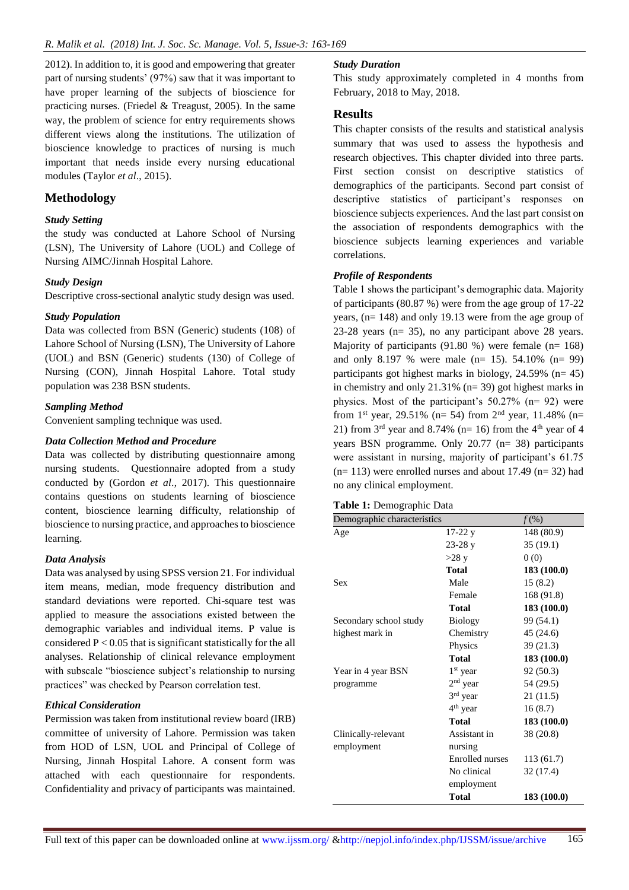2012). In addition to, it is good and empowering that greater part of nursing students' (97%) saw that it was important to have proper learning of the subjects of bioscience for practicing nurses. (Friedel & Treagust, 2005). In the same way, the problem of science for entry requirements shows different views along the institutions. The utilization of bioscience knowledge to practices of nursing is much important that needs inside every nursing educational modules (Taylor *et al*., 2015).

## Methodology

### *Study Setting*

the study was conducted at Lahore School of Nursing (LSN), The University of Lahore (UOL) and College of Nursing AIMC/Jinnah Hospital Lahore.

### *Study Design*

Descriptive cross-sectional analytic study design was used.

### *Study Population*

Data was collected from BSN (Generic) students (108) of Lahore School of Nursing (LSN), The University of Lahore (UOL) and BSN (Generic) students (130) of College of Nursing (CON), Jinnah Hospital Lahore. Total study population was 238 BSN students.

### *Sampling Method*

Convenient sampling technique was used.

### *Data Collection Method and Procedure*

Data was collected by distributing questionnaire among nursing students. Questionnaire adopted from a study conducted by (Gordon *et al*., 2017). This questionnaire contains questions on students learning of bioscience content, bioscience learning difficulty, relationship of bioscience to nursing practice, and approaches to bioscience learning.

### *Data Analysis*

Data was analysed by using SPSS version 21. For individual item means, median, mode frequency distribution and standard deviations were reported. Chi-square test was applied to measure the associations existed between the demographic variables and individual items. P value is considered $P < 0.05$ that is significant statistically for the all analyses. Relationship of clinical relevance employment with subscale "bioscience subject's relationship to nursing practices" was checked by Pearson correlation test.

### *Ethical Consideration*

Permission was taken from institutional review board (IRB) committee of university of Lahore. Permission was taken from HOD of LSN, UOL and Principal of College of Nursing, Jinnah Hospital Lahore. A consent form was attached with each questionnaire for respondents. Confidentiality and privacy of participants was maintained.

### *Study Duration*

This study approximately completed in 4 months from February, 2018 to May, 2018.

## Results

This chapter consists of the results and statistical analysis summary that was used to assess the hypothesis and research objectives. This chapter divided into three parts. First section consist on descriptive statistics of demographics of the participants. Second part consist of descriptive statistics of participant's responses on bioscience subjects experiences. And the last part consist on the association of respondents demographics with the bioscience subjects learning experiences and variable correlations.

### *Profile of Respondents*

Table 1 shows the participant's demographic data. Majority of participants (80.87 %) were from the age group of 17-22 years, (n= 148) and only 19.13 were from the age group of 23-28 years (n= 35), no any participant above 28 years. Majority of participants (91.80 %) were female (n= 168) and only 8.197 % were male (n= 15). 54.10% (n= 99) participants got highest marks in biology, 24.59% (n= 45) in chemistry and only 21.31% (n= 39) got highest marks in physics. Most of the participant's 50.27% (n= 92) were from 1st year, 29.51% (n= 54) from 2nd year, 11.48% (n= 21) from 3rd year and 8.74% (n= 16) from the 4th year of 4 years BSN programme. Only 20.77 (n= 38) participants were assistant in nursing, majority of participant's 61.75 (n= 113) were enrolled nurses and about 17.49 (n= 32) had no any clinical employment.

**Table 1:** Demographic Data

| Demographic characteristics | | *f* (%) |
|---|---|---|
| Age | 17-22 y | 148 (80.9) |
| | 23-28 y | 35 (19.1) |
| | >28 y | 0 (0) |
| | **Total** | **183 (100.0)** |
| Sex | Male | 15 (8.2) |
| | Female | 168 (91.8) |
| | **Total** | **183 (100.0)** |
| Secondary school study highest mark in | Biology | 99 (54.1) |
| | Chemistry | 45 (24.6) |
| | Physics | 39 (21.3) |
| | **Total** | **183 (100.0)** |
| Year in 4 year BSN programme | 1st year | 92 (50.3) |
| | 2nd year | 54 (29.5) |
| | 3rd year | 21 (11.5) |
| | 4th year | 16 (8.7) |
| | **Total** | **183 (100.0)** |
| Clinically-relevant employment | Assistant in nursing | 38 (20.8) |
| | Enrolled nurses | 113 (61.7) |
| | No clinical employment | 32 (17.4) |
| | **Total** | **183 (100.0)** |

Full text of this paper can be downloaded online at www.ijssm.org/ &http://nepjol.info/index.php/IJSSM/issue/archive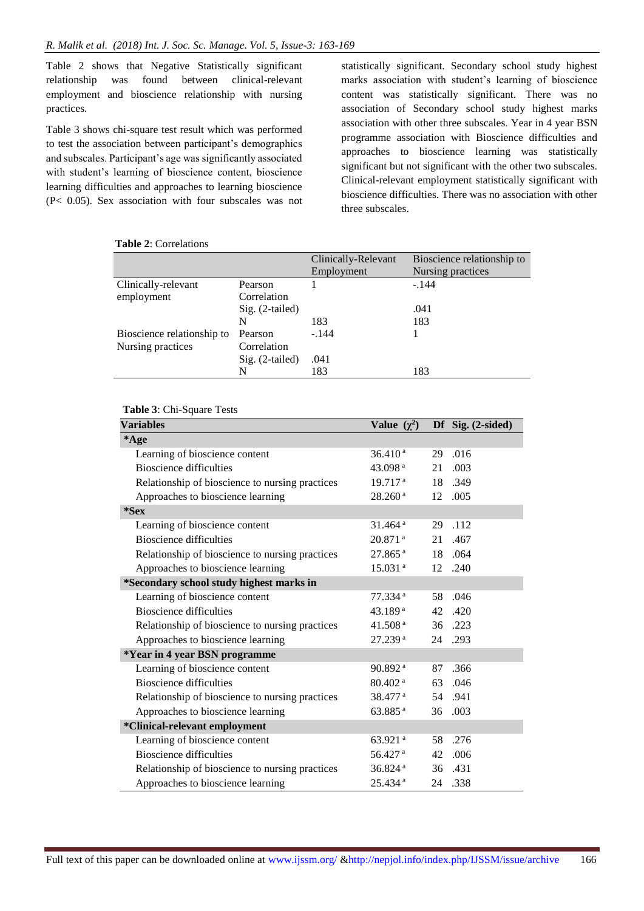Table 2 shows that Negative Statistically significant relationship was found between clinical-relevant employment and bioscience relationship with nursing practices.

Table 3 shows chi-square test result which was performed to test the association between participant's demographics and subscales. Participant's age was significantly associated with student's learning of bioscience content, bioscience learning difficulties and approaches to learning bioscience ($P < 0.05$). Sex association with four subscales was not statistically significant. Secondary school study highest marks association with student's learning of bioscience content was statistically significant. There was no association of Secondary school study highest marks association with other three subscales. Year in 4 year BSN programme association with Bioscience difficulties and approaches to bioscience learning was statistically significant but not significant with the other two subscales. Clinical-relevant employment statistically significant with bioscience difficulties. There was no association with other three subscales.

**Table 2**: Correlations

| | | Clinically-Relevant Employment | Bioscience relationship to Nursing practices |
|---|---|---|---|
| Clinically-relevant employment | Pearson Correlation | 1 | -.144 |
| | Sig. (2-tailed) | | .041 |
| | N | 183 | 183 |
| Bioscience relationship to Nursing practices | Pearson Correlation | -.144 | 1 |
| | Sig. (2-tailed) | .041 | |
| | N | 183 | 183 |

**Table 3**: Chi-Square Tests

| Variables | Value ($\chi^2$) | Df | Sig. (2-sided) |
|---|---|---|---|
| **\*Age** | | | |
| Learning of bioscience content | 36.410 [a] | 29 | .016 |
| Bioscience difficulties | 43.098 [a] | 21 | .003 |
| Relationship of bioscience to nursing practices | 19.717 [a] | 18 | .349 |
| Approaches to bioscience learning | 28.260 [a] | 12 | .005 |
| **\*Sex** | | | |
| Learning of bioscience content | 31.464 [a] | 29 | .112 |
| Bioscience difficulties | 20.871 [a] | 21 | .467 |
| Relationship of bioscience to nursing practices | 27.865 [a] | 18 | .064 |
| Approaches to bioscience learning | 15.031 [a] | 12 | .240 |
| **\*Secondary school study highest marks in** | | | |
| Learning of bioscience content | 77.334 [a] | 58 | .046 |
| Bioscience difficulties | 43.189 [a] | 42 | .420 |
| Relationship of bioscience to nursing practices | 41.508 [a] | 36 | .223 |
| Approaches to bioscience learning | 27.239 [a] | 24 | .293 |
| **\*Year in 4 year BSN programme** | | | |
| Learning of bioscience content | 90.892 [a] | 87 | .366 |
| Bioscience difficulties | 80.402 [a] | 63 | .046 |
| Relationship of bioscience to nursing practices | 38.477 [a] | 54 | .941 |
| Approaches to bioscience learning | 63.885 [a] | 36 | .003 |
| **\*Clinical-relevant employment** | | | |
| Learning of bioscience content | 63.921 [a] | 58 | .276 |
| Bioscience difficulties | 56.427 [a] | 42 | .006 |
| Relationship of bioscience to nursing practices | 36.824 [a] | 36 | .431 |
| Approaches to bioscience learning | 25.434 [a] | 24 | .338 |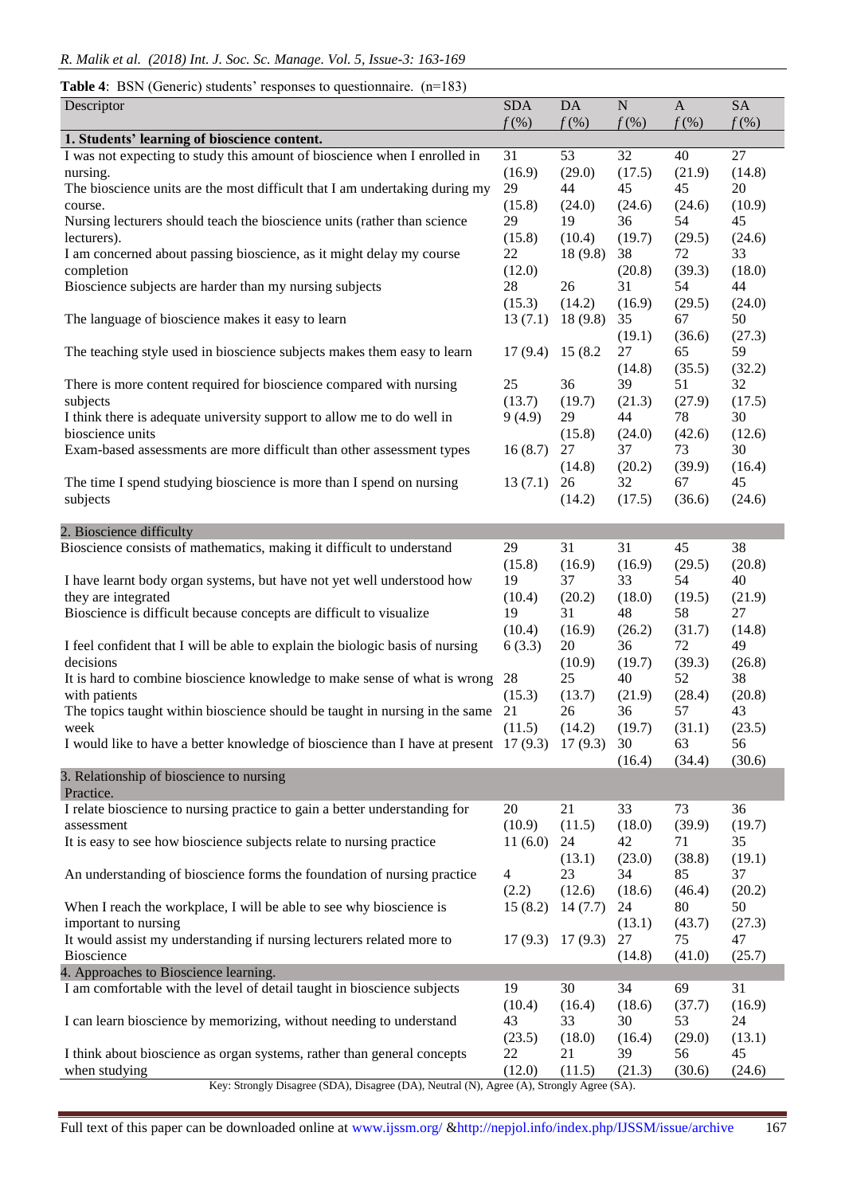**Table 4**: BSN (Generic) students' responses to questionnaire. (n=183)

| Descriptor | SDA *f* (%) | DA *f* (%) | N *f* (%) | A *f* (%) | SA *f* (%) |
|---|---|---|---|---|---|
| **1. Students' learning of bioscience content.** | | | | | |
| I was not expecting to study this amount of bioscience when I enrolled in nursing. | 31 (16.9) | 53 (29.0) | 32 (17.5) | 40 (21.9) | 27 (14.8) |
| The bioscience units are the most difficult that I am undertaking during my course. | 29 (15.8) | 44 (24.0) | 45 (24.6) | 45 (24.6) | 20 (10.9) |
| Nursing lecturers should teach the bioscience units (rather than science lecturers). | 29 (15.8) | 19 (10.4) | 36 (19.7) | 54 (29.5) | 45 (24.6) |
| I am concerned about passing bioscience, as it might delay my course completion | 22 (12.0) | 18 (9.8) | 38 (20.8) | 72 (39.3) | 33 (18.0) |
| Bioscience subjects are harder than my nursing subjects | 28 (15.3) | 26 (14.2) | 31 (16.9) | 54 (29.5) | 44 (24.0) |
| The language of bioscience makes it easy to learn | 13 (7.1) | 18 (9.8) | 35 (19.1) | 67 (36.6) | 50 (27.3) |
| The teaching style used in bioscience subjects makes them easy to learn | 17 (9.4) | 15 (8.2 | 27 (14.8) | 65 (35.5) | 59 (32.2) |
| There is more content required for bioscience compared with nursing subjects | 25 (13.7) | 36 (19.7) | 39 (21.3) | 51 (27.9) | 32 (17.5) |
| I think there is adequate university support to allow me to do well in bioscience units | 9 (4.9) | 29 (15.8) | 44 (24.0) | 78 (42.6) | 30 (12.6) |
| Exam-based assessments are more difficult than other assessment types | 16 (8.7) | 27 (14.8) | 37 (20.2) | 73 (39.9) | 30 (16.4) |
| The time I spend studying bioscience is more than I spend on nursing subjects | 13 (7.1) | 26 (14.2) | 32 (17.5) | 67 (36.6) | 45 (24.6) |
| 2. Bioscience difficulty | | | | | |
| Bioscience consists of mathematics, making it difficult to understand | 29 (15.8) | 31 (16.9) | 31 (16.9) | 45 (29.5) | 38 (20.8) |
| I have learnt body organ systems, but have not yet well understood how they are integrated | 19 (10.4) | 37 (20.2) | 33 (18.0) | 54 (19.5) | 40 (21.9) |
| Bioscience is difficult because concepts are difficult to visualize | 19 (10.4) | 31 (16.9) | 48 (26.2) | 58 (31.7) | 27 (14.8) |
| I feel confident that I will be able to explain the biologic basis of nursing decisions | 6 (3.3) | 20 (10.9) | 36 (19.7) | 72 (39.3) | 49 (26.8) |
| It is hard to combine bioscience knowledge to make sense of what is wrong with patients | 28 (15.3) | 25 (13.7) | 40 (21.9) | 52 (28.4) | 38 (20.8) |
| The topics taught within bioscience should be taught in nursing in the same week | 21 (11.5) | 26 (14.2) | 36 (19.7) | 57 (31.1) | 43 (23.5) |
| I would like to have a better knowledge of bioscience than I have at present | 17 (9.3) | 17 (9.3) | 30 (16.4) | 63 (34.4) | 56 (30.6) |
| 3. Relationship of bioscience to nursing Practice. | | | | | |
| I relate bioscience to nursing practice to gain a better understanding for assessment | 20 (10.9) | 21 (11.5) | 33 (18.0) | 73 (39.9) | 36 (19.7) |
| It is easy to see how bioscience subjects relate to nursing practice | 11 (6.0) | 24 (13.1) | 42 (23.0) | 71 (38.8) | 35 (19.1) |
| An understanding of bioscience forms the foundation of nursing practice | 4 (2.2) | 23 (12.6) | 34 (18.6) | 85 (46.4) | 37 (20.2) |
| When I reach the workplace, I will be able to see why bioscience is important to nursing | 15 (8.2) | 14 (7.7) | 24 (13.1) | 80 (43.7) | 50 (27.3) |
| It would assist my understanding if nursing lecturers related more to Bioscience | 17 (9.3) | 17 (9.3) | 27 (14.8) | 75 (41.0) | 47 (25.7) |
| 4. Approaches to Bioscience learning. | | | | | |
| I am comfortable with the level of detail taught in bioscience subjects | 19 (10.4) | 30 (16.4) | 34 (18.6) | 69 (37.7) | 31 (16.9) |
| I can learn bioscience by memorizing, without needing to understand | 43 (23.5) | 33 (18.0) | 30 (16.4) | 53 (29.0) | 24 (13.1) |
| I think about bioscience as organ systems, rather than general concepts when studying | 22 (12.0) | 21 (11.5) | 39 (21.3) | 56 (30.6) | 45 (24.6) |

Key: Strongly Disagree (SDA), Disagree (DA), Neutral (N), Agree (A), Strongly Agree (SA).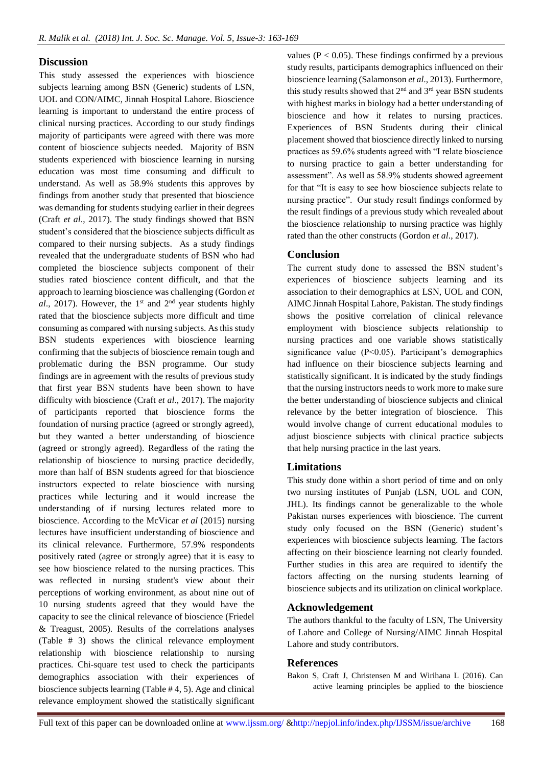## Discussion

This study assessed the experiences with bioscience subjects learning among BSN (Generic) students of LSN, UOL and CON/AIMC, Jinnah Hospital Lahore. Bioscience learning is important to understand the entire process of clinical nursing practices. According to our study findings majority of participants were agreed with there was more content of bioscience subjects needed. Majority of BSN students experienced with bioscience learning in nursing education was most time consuming and difficult to understand. As well as 58.9% students this approves by findings from another study that presented that bioscience was demanding for students studying earlier in their degrees (Craft *et al*., 2017). The study findings showed that BSN student's considered that the bioscience subjects difficult as compared to their nursing subjects. As a study findings revealed that the undergraduate students of BSN who had completed the bioscience subjects component of their studies rated bioscience content difficult, and that the approach to learning bioscience was challenging (Gordon *et al*., 2017). However, the 1st and 2nd year students highly rated that the bioscience subjects more difficult and time consuming as compared with nursing subjects. As this study BSN students experiences with bioscience learning confirming that the subjects of bioscience remain tough and problematic during the BSN programme. Our study findings are in agreement with the results of previous study that first year BSN students have been shown to have difficulty with bioscience (Craft *et al*., 2017). The majority of participants reported that bioscience forms the foundation of nursing practice (agreed or strongly agreed), but they wanted a better understanding of bioscience (agreed or strongly agreed). Regardless of the rating the relationship of bioscience to nursing practice decidedly, more than half of BSN students agreed for that bioscience instructors expected to relate bioscience with nursing practices while lecturing and it would increase the understanding of if nursing lectures related more to bioscience. According to the McVicar *et al* (2015) nursing lectures have insufficient understanding of bioscience and its clinical relevance. Furthermore, 57.9% respondents positively rated (agree or strongly agree) that it is easy to see how bioscience related to the nursing practices. This was reflected in nursing student's view about their perceptions of working environment, as about nine out of 10 nursing students agreed that they would have the capacity to see the clinical relevance of bioscience (Friedel & Treagust, 2005). Results of the correlations analyses (Table # 3) shows the clinical relevance employment relationship with bioscience relationship to nursing practices. Chi-square test used to check the participants demographics association with their experiences of bioscience subjects learning (Table # 4, 5). Age and clinical relevance employment showed the statistically significant values ($P < 0.05$). These findings confirmed by a previous study results, participants demographics influenced on their bioscience learning (Salamonson *et al*., 2013). Furthermore, this study results showed that 2nd and 3rd year BSN students with highest marks in biology had a better understanding of bioscience and how it relates to nursing practices. Experiences of BSN Students during their clinical placement showed that bioscience directly linked to nursing practices as 59.6% students agreed with "I relate bioscience to nursing practice to gain a better understanding for assessment". As well as 58.9% students showed agreement for that "It is easy to see how bioscience subjects relate to nursing practice". Our study result findings conformed by the result findings of a previous study which revealed about the bioscience relationship to nursing practice was highly rated than the other constructs (Gordon *et al*., 2017).

## Conclusion

The current study done to assessed the BSN student's experiences of bioscience subjects learning and its association to their demographics at LSN, UOL and CON, AIMC Jinnah Hospital Lahore, Pakistan. The study findings shows the positive correlation of clinical relevance employment with bioscience subjects relationship to nursing practices and one variable shows statistically significance value ($P<0.05$). Participant's demographics had influence on their bioscience subjects learning and statistically significant. It is indicated by the study findings that the nursing instructors needs to work more to make sure the better understanding of bioscience subjects and clinical relevance by the better integration of bioscience. This would involve change of current educational modules to adjust bioscience subjects with clinical practice subjects that help nursing practice in the last years.

## Limitations

This study done within a short period of time and on only two nursing institutes of Punjab (LSN, UOL and CON, JHL). Its findings cannot be generalizable to the whole Pakistan nurses experiences with bioscience. The current study only focused on the BSN (Generic) student's experiences with bioscience subjects learning. The factors affecting on their bioscience learning not clearly founded. Further studies in this area are required to identify the factors affecting on the nursing students learning of bioscience subjects and its utilization on clinical workplace.

## Acknowledgement

The authors thankful to the faculty of LSN, The University of Lahore and College of Nursing/AIMC Jinnah Hospital Lahore and study contributors.

## References

Bakon S, Craft J, Christensen M and Wirihana L (2016). Can active learning principles be applied to the bioscience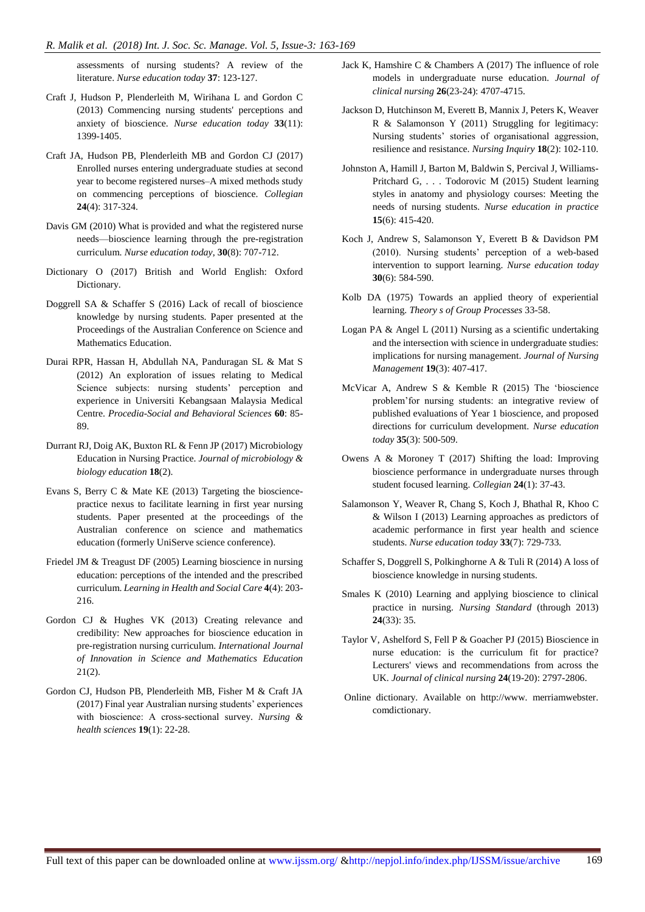assessments of nursing students? A review of the literature. *Nurse education today* **37**: 123-127.

Craft J, Hudson P, Plenderleith M, Wirihana L and Gordon C (2013) Commencing nursing students' perceptions and anxiety of bioscience. *Nurse education today* **33**(11): 1399-1405.

Craft JA, Hudson PB, Plenderleith MB and Gordon CJ (2017) Enrolled nurses entering undergraduate studies at second year to become registered nurses–A mixed methods study on commencing perceptions of bioscience. *Collegian* **24**(4): 317-324.

Davis GM (2010) What is provided and what the registered nurse needs—bioscience learning through the pre-registration curriculum. *Nurse education today*, **30**(8): 707-712.

Dictionary O (2017) British and World English: Oxford Dictionary.

Doggrell SA & Schaffer S (2016) Lack of recall of bioscience knowledge by nursing students. Paper presented at the Proceedings of the Australian Conference on Science and Mathematics Education.

Durai RPR, Hassan H, Abdullah NA, Panduragan SL & Mat S (2012) An exploration of issues relating to Medical Science subjects: nursing students' perception and experience in Universiti Kebangsaan Malaysia Medical Centre. *Procedia-Social and Behavioral Sciences* **60**: 85-89.

Durrant RJ, Doig AK, Buxton RL & Fenn JP (2017) Microbiology Education in Nursing Practice. *Journal of microbiology & biology education* **18**(2).

Evans S, Berry C & Mate KE (2013) Targeting the bioscience-practice nexus to facilitate learning in first year nursing students. Paper presented at the proceedings of the Australian conference on science and mathematics education (formerly UniServe science conference).

Friedel JM & Treagust DF (2005) Learning bioscience in nursing education: perceptions of the intended and the prescribed curriculum. *Learning in Health and Social Care* **4**(4): 203-216.

Gordon CJ & Hughes VK (2013) Creating relevance and credibility: New approaches for bioscience education in pre-registration nursing curriculum. *International Journal of Innovation in Science and Mathematics Education* 21(2).

Gordon CJ, Hudson PB, Plenderleith MB, Fisher M & Craft JA (2017) Final year Australian nursing students' experiences with bioscience: A cross-sectional survey. *Nursing & health sciences* **19**(1): 22-28.

Jack K, Hamshire C & Chambers A (2017) The influence of role models in undergraduate nurse education. *Journal of clinical nursing* **26**(23-24): 4707-4715.

Jackson D, Hutchinson M, Everett B, Mannix J, Peters K, Weaver R & Salamonson Y (2011) Struggling for legitimacy: Nursing students' stories of organisational aggression, resilience and resistance. *Nursing Inquiry* **18**(2): 102-110.

Johnston A, Hamill J, Barton M, Baldwin S, Percival J, Williams-Pritchard G, . . . Todorovic M (2015) Student learning styles in anatomy and physiology courses: Meeting the needs of nursing students. *Nurse education in practice* **15**(6): 415-420.

Koch J, Andrew S, Salamonson Y, Everett B & Davidson PM (2010). Nursing students' perception of a web-based intervention to support learning. *Nurse education today* **30**(6): 584-590.

Kolb DA (1975) Towards an applied theory of experiential learning. *Theory s of Group Processes* 33-58.

Logan PA & Angel L (2011) Nursing as a scientific undertaking and the intersection with science in undergraduate studies: implications for nursing management. *Journal of Nursing Management* **19**(3): 407-417.

McVicar A, Andrew S & Kemble R (2015) The 'bioscience problem'for nursing students: an integrative review of published evaluations of Year 1 bioscience, and proposed directions for curriculum development. *Nurse education today* **35**(3): 500-509.

Owens A & Moroney T (2017) Shifting the load: Improving bioscience performance in undergraduate nurses through student focused learning. *Collegian* **24**(1): 37-43.

Salamonson Y, Weaver R, Chang S, Koch J, Bhathal R, Khoo C & Wilson I (2013) Learning approaches as predictors of academic performance in first year health and science students. *Nurse education today* **33**(7): 729-733.

Schaffer S, Doggrell S, Polkinghorne A & Tuli R (2014) A loss of bioscience knowledge in nursing students.

Smales K (2010) Learning and applying bioscience to clinical practice in nursing. *Nursing Standard* (through 2013) **24**(33): 35.

Taylor V, Ashelford S, Fell P & Goacher PJ (2015) Bioscience in nurse education: is the curriculum fit for practice? Lecturers' views and recommendations from across the UK. *Journal of clinical nursing* **24**(19-20): 2797-2806.

Online dictionary. Available on http://www. merriamwebster. comdictionary.